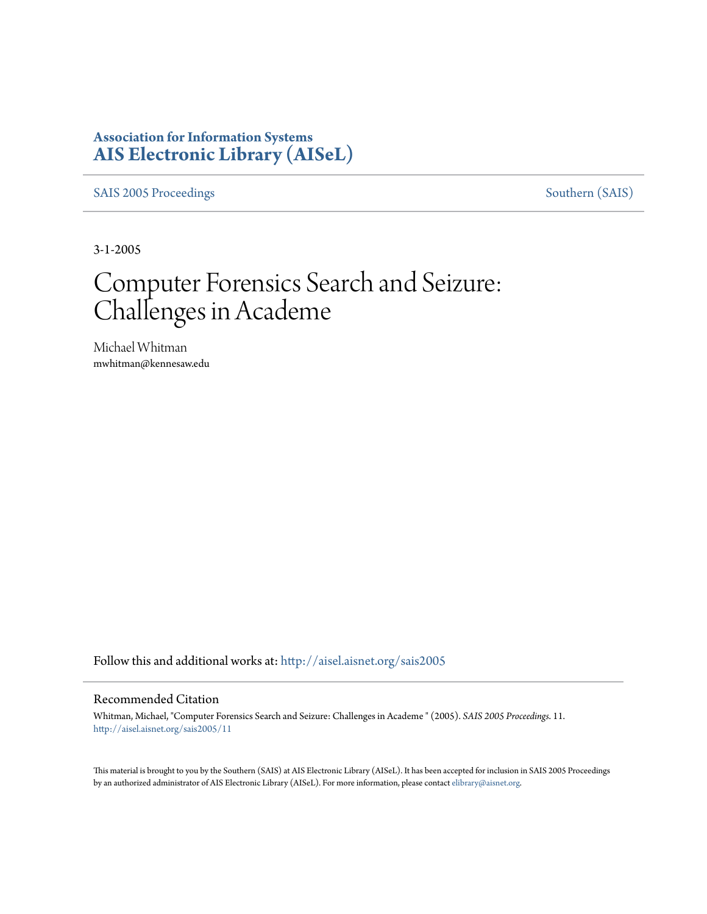**Association for Information Systems**
**[AIS Electronic Library (AISeL)](http://aisel.aisnet.org)**

[SAIS 2005 Proceedings](http://aisel.aisnet.org/sais2005) | [Southern (SAIS)](http://aisel.aisnet.org/sais)

3-1-2005

# Computer Forensics Search and Seizure: Challenges in Academe

Michael Whitman
mwhitman@kennesaw.edu

Follow this and additional works at: http://aisel.aisnet.org/sais2005

## Recommended Citation

Whitman, Michael, "Computer Forensics Search and Seizure: Challenges in Academe " (2005). *SAIS 2005 Proceedings*. 11.
http://aisel.aisnet.org/sais2005/11

This material is brought to you by the Southern (SAIS) at AIS Electronic Library (AISeL). It has been accepted for inclusion in SAIS 2005 Proceedings by an authorized administrator of AIS Electronic Library (AISeL). For more information, please contact elibrary@aisnet.org.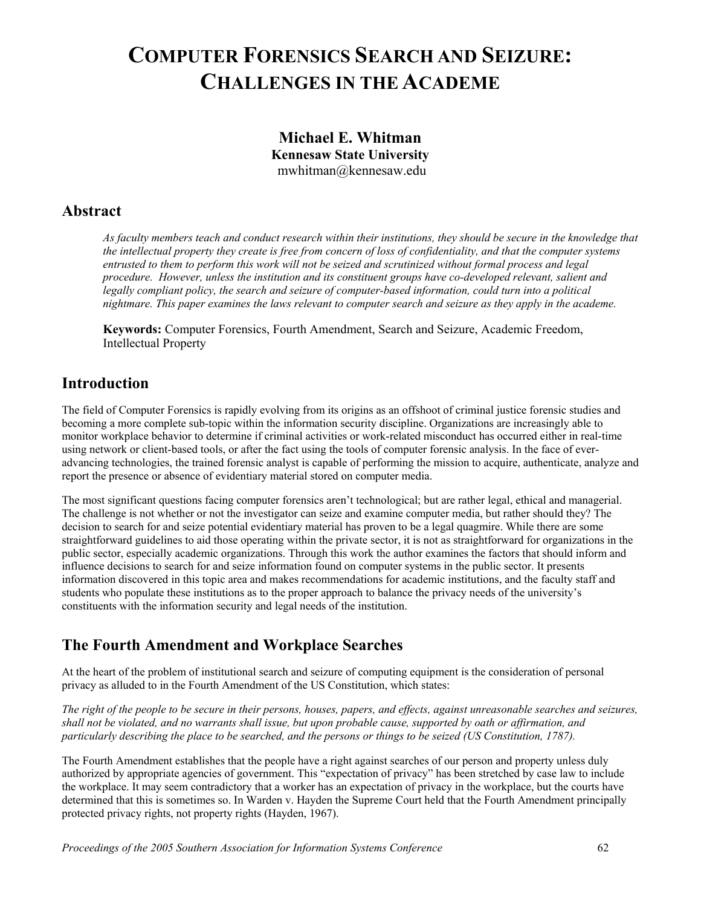# Computer Forensics Search and Seizure: Challenges in the Academe

**Michael E. Whitman**
**Kennesaw State University**
mwhitman@kennesaw.edu

## Abstract

*As faculty members teach and conduct research within their institutions, they should be secure in the knowledge that the intellectual property they create is free from concern of loss of confidentiality, and that the computer systems entrusted to them to perform this work will not be seized and scrutinized without formal process and legal procedure. However, unless the institution and its constituent groups have co-developed relevant, salient and legally compliant policy, the search and seizure of computer-based information, could turn into a political nightmare. This paper examines the laws relevant to computer search and seizure as they apply in the academe.*

**Keywords:** Computer Forensics, Fourth Amendment, Search and Seizure, Academic Freedom, Intellectual Property

## Introduction

The field of Computer Forensics is rapidly evolving from its origins as an offshoot of criminal justice forensic studies and becoming a more complete sub-topic within the information security discipline. Organizations are increasingly able to monitor workplace behavior to determine if criminal activities or work-related misconduct has occurred either in real-time using network or client-based tools, or after the fact using the tools of computer forensic analysis. In the face of ever-advancing technologies, the trained forensic analyst is capable of performing the mission to acquire, authenticate, analyze and report the presence or absence of evidentiary material stored on computer media.

The most significant questions facing computer forensics aren't technological; but are rather legal, ethical and managerial. The challenge is not whether or not the investigator can seize and examine computer media, but rather should they? The decision to search for and seize potential evidentiary material has proven to be a legal quagmire. While there are some straightforward guidelines to aid those operating within the private sector, it is not as straightforward for organizations in the public sector, especially academic organizations. Through this work the author examines the factors that should inform and influence decisions to search for and seize information found on computer systems in the public sector. It presents information discovered in this topic area and makes recommendations for academic institutions, and the faculty staff and students who populate these institutions as to the proper approach to balance the privacy needs of the university's constituents with the information security and legal needs of the institution.

## The Fourth Amendment and Workplace Searches

At the heart of the problem of institutional search and seizure of computing equipment is the consideration of personal privacy as alluded to in the Fourth Amendment of the US Constitution, which states:

*The right of the people to be secure in their persons, houses, papers, and effects, against unreasonable searches and seizures, shall not be violated, and no warrants shall issue, but upon probable cause, supported by oath or affirmation, and particularly describing the place to be searched, and the persons or things to be seized (US Constitution, 1787).*

The Fourth Amendment establishes that the people have a right against searches of our person and property unless duly authorized by appropriate agencies of government. This "expectation of privacy" has been stretched by case law to include the workplace. It may seem contradictory that a worker has an expectation of privacy in the workplace, but the courts have determined that this is sometimes so. In Warden v. Hayden the Supreme Court held that the Fourth Amendment principally protected privacy rights, not property rights (Hayden, 1967).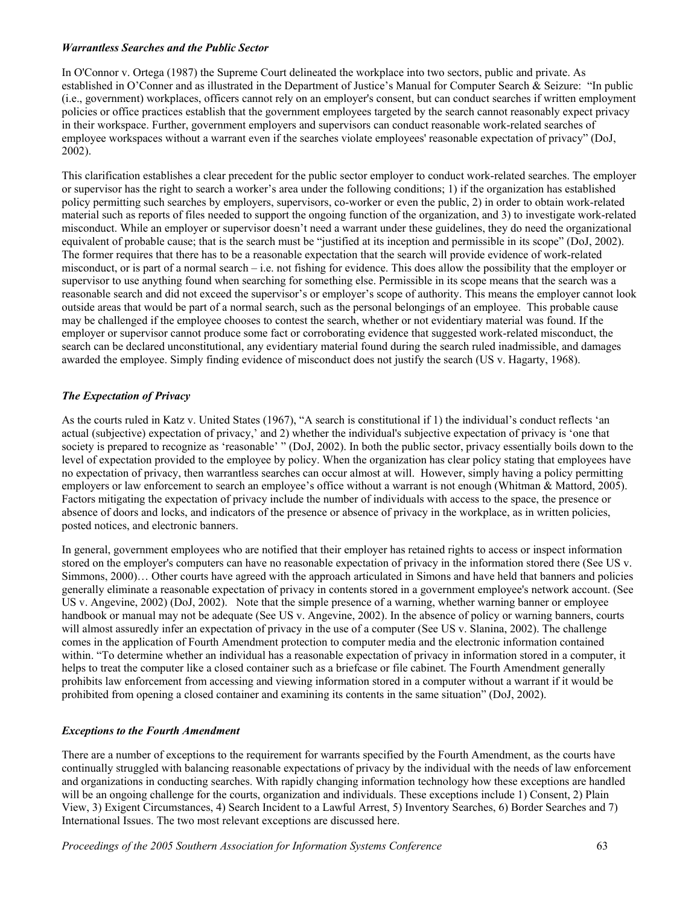### *Warrantless Searches and the Public Sector*

In O'Connor v. Ortega (1987) the Supreme Court delineated the workplace into two sectors, public and private. As established in O'Conner and as illustrated in the Department of Justice's Manual for Computer Search & Seizure: "In public (i.e., government) workplaces, officers cannot rely on an employer's consent, but can conduct searches if written employment policies or office practices establish that the government employees targeted by the search cannot reasonably expect privacy in their workspace. Further, government employers and supervisors can conduct reasonable work-related searches of employee workspaces without a warrant even if the searches violate employees' reasonable expectation of privacy" (DoJ, 2002).

This clarification establishes a clear precedent for the public sector employer to conduct work-related searches. The employer or supervisor has the right to search a worker's area under the following conditions; 1) if the organization has established policy permitting such searches by employers, supervisors, co-worker or even the public, 2) in order to obtain work-related material such as reports of files needed to support the ongoing function of the organization, and 3) to investigate work-related misconduct. While an employer or supervisor doesn't need a warrant under these guidelines, they do need the organizational equivalent of probable cause; that is the search must be "justified at its inception and permissible in its scope" (DoJ, 2002). The former requires that there has to be a reasonable expectation that the search will provide evidence of work-related misconduct, or is part of a normal search – i.e. not fishing for evidence. This does allow the possibility that the employer or supervisor to use anything found when searching for something else. Permissible in its scope means that the search was a reasonable search and did not exceed the supervisor's or employer's scope of authority. This means the employer cannot look outside areas that would be part of a normal search, such as the personal belongings of an employee. This probable cause may be challenged if the employee chooses to contest the search, whether or not evidentiary material was found. If the employer or supervisor cannot produce some fact or corroborating evidence that suggested work-related misconduct, the search can be declared unconstitutional, any evidentiary material found during the search ruled inadmissible, and damages awarded the employee. Simply finding evidence of misconduct does not justify the search (US v. Hagarty, 1968).

### *The Expectation of Privacy*

As the courts ruled in Katz v. United States (1967), "A search is constitutional if 1) the individual's conduct reflects 'an actual (subjective) expectation of privacy,' and 2) whether the individual's subjective expectation of privacy is 'one that society is prepared to recognize as 'reasonable' " (DoJ, 2002). In both the public sector, privacy essentially boils down to the level of expectation provided to the employee by policy. When the organization has clear policy stating that employees have no expectation of privacy, then warrantless searches can occur almost at will. However, simply having a policy permitting employers or law enforcement to search an employee's office without a warrant is not enough (Whitman & Mattord, 2005). Factors mitigating the expectation of privacy include the number of individuals with access to the space, the presence or absence of doors and locks, and indicators of the presence or absence of privacy in the workplace, as in written policies, posted notices, and electronic banners.

In general, government employees who are notified that their employer has retained rights to access or inspect information stored on the employer's computers can have no reasonable expectation of privacy in the information stored there (See US v. Simmons, 2000)… Other courts have agreed with the approach articulated in Simons and have held that banners and policies generally eliminate a reasonable expectation of privacy in contents stored in a government employee's network account. (See US v. Angevine, 2002) (DoJ, 2002). Note that the simple presence of a warning, whether warning banner or employee handbook or manual may not be adequate (See US v. Angevine, 2002). In the absence of policy or warning banners, courts will almost assuredly infer an expectation of privacy in the use of a computer (See US v. Slanina, 2002). The challenge comes in the application of Fourth Amendment protection to computer media and the electronic information contained within. "To determine whether an individual has a reasonable expectation of privacy in information stored in a computer, it helps to treat the computer like a closed container such as a briefcase or file cabinet. The Fourth Amendment generally prohibits law enforcement from accessing and viewing information stored in a computer without a warrant if it would be prohibited from opening a closed container and examining its contents in the same situation" (DoJ, 2002).

### *Exceptions to the Fourth Amendment*

There are a number of exceptions to the requirement for warrants specified by the Fourth Amendment, as the courts have continually struggled with balancing reasonable expectations of privacy by the individual with the needs of law enforcement and organizations in conducting searches. With rapidly changing information technology how these exceptions are handled will be an ongoing challenge for the courts, organization and individuals. These exceptions include 1) Consent, 2) Plain View, 3) Exigent Circumstances, 4) Search Incident to a Lawful Arrest, 5) Inventory Searches, 6) Border Searches and 7) International Issues. The two most relevant exceptions are discussed here.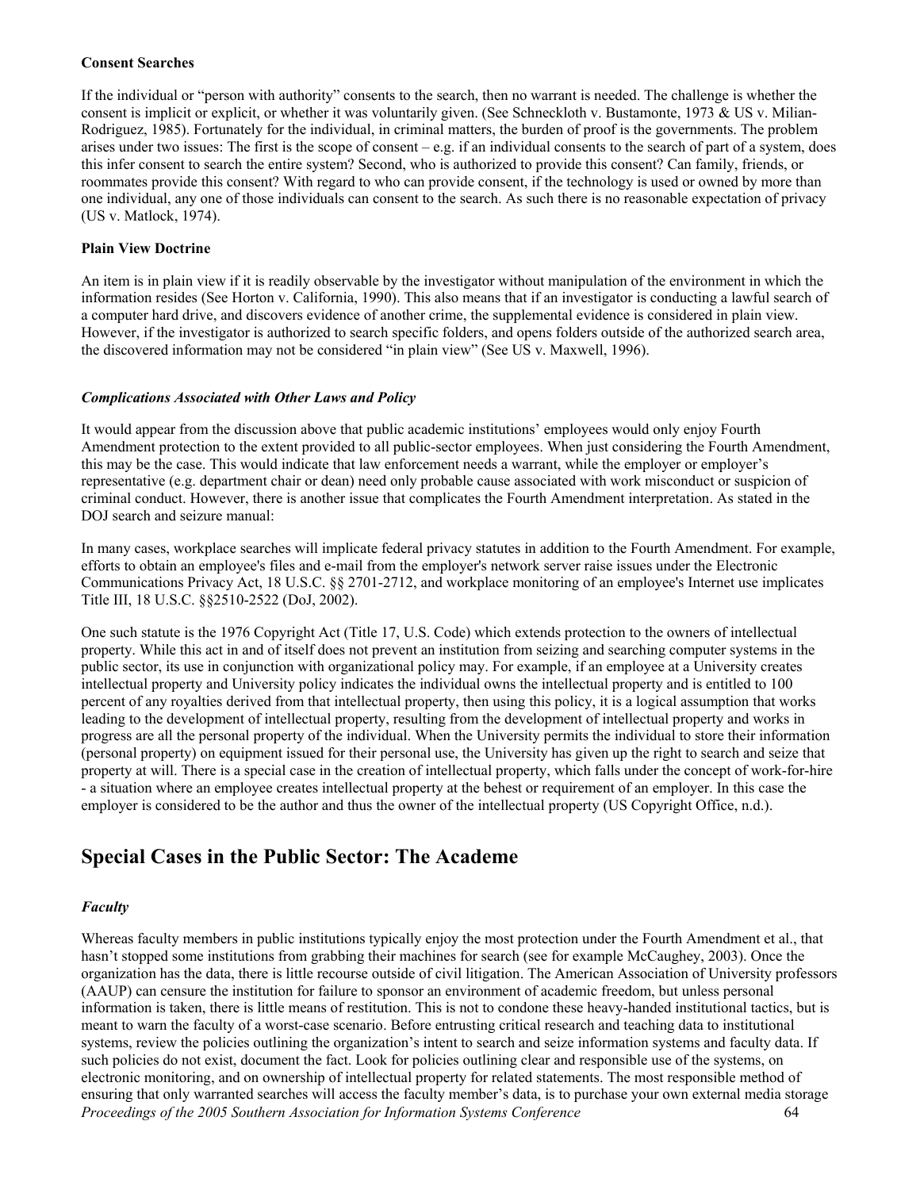**Consent Searches**

If the individual or "person with authority" consents to the search, then no warrant is needed. The challenge is whether the consent is implicit or explicit, or whether it was voluntarily given. (See Schneckloth v. Bustamonte, 1973 & US v. Milian-Rodriguez, 1985). Fortunately for the individual, in criminal matters, the burden of proof is the governments. The problem arises under two issues: The first is the scope of consent – e.g. if an individual consents to the search of part of a system, does this infer consent to search the entire system? Second, who is authorized to provide this consent? Can family, friends, or roommates provide this consent? With regard to who can provide consent, if the technology is used or owned by more than one individual, any one of those individuals can consent to the search. As such there is no reasonable expectation of privacy (US v. Matlock, 1974).

**Plain View Doctrine**

An item is in plain view if it is readily observable by the investigator without manipulation of the environment in which the information resides (See Horton v. California, 1990). This also means that if an investigator is conducting a lawful search of a computer hard drive, and discovers evidence of another crime, the supplemental evidence is considered in plain view. However, if the investigator is authorized to search specific folders, and opens folders outside of the authorized search area, the discovered information may not be considered "in plain view" (See US v. Maxwell, 1996).

***Complications Associated with Other Laws and Policy***

It would appear from the discussion above that public academic institutions' employees would only enjoy Fourth Amendment protection to the extent provided to all public-sector employees. When just considering the Fourth Amendment, this may be the case. This would indicate that law enforcement needs a warrant, while the employer or employer's representative (e.g. department chair or dean) need only probable cause associated with work misconduct or suspicion of criminal conduct. However, there is another issue that complicates the Fourth Amendment interpretation. As stated in the DOJ search and seizure manual:

In many cases, workplace searches will implicate federal privacy statutes in addition to the Fourth Amendment. For example, efforts to obtain an employee's files and e-mail from the employer's network server raise issues under the Electronic Communications Privacy Act, 18 U.S.C. §§ 2701-2712, and workplace monitoring of an employee's Internet use implicates Title III, 18 U.S.C. §§2510-2522 (DoJ, 2002).

One such statute is the 1976 Copyright Act (Title 17, U.S. Code) which extends protection to the owners of intellectual property. While this act in and of itself does not prevent an institution from seizing and searching computer systems in the public sector, its use in conjunction with organizational policy may. For example, if an employee at a University creates intellectual property and University policy indicates the individual owns the intellectual property and is entitled to 100 percent of any royalties derived from that intellectual property, then using this policy, it is a logical assumption that works leading to the development of intellectual property, resulting from the development of intellectual property and works in progress are all the personal property of the individual. When the University permits the individual to store their information (personal property) on equipment issued for their personal use, the University has given up the right to search and seize that property at will. There is a special case in the creation of intellectual property, which falls under the concept of work-for-hire - a situation where an employee creates intellectual property at the behest or requirement of an employer. In this case the employer is considered to be the author and thus the owner of the intellectual property (US Copyright Office, n.d.).

## Special Cases in the Public Sector: The Academe

***Faculty***

Whereas faculty members in public institutions typically enjoy the most protection under the Fourth Amendment et al., that hasn't stopped some institutions from grabbing their machines for search (see for example McCaughey, 2003). Once the organization has the data, there is little recourse outside of civil litigation. The American Association of University professors (AAUP) can censure the institution for failure to sponsor an environment of academic freedom, but unless personal information is taken, there is little means of restitution. This is not to condone these heavy-handed institutional tactics, but is meant to warn the faculty of a worst-case scenario. Before entrusting critical research and teaching data to institutional systems, review the policies outlining the organization's intent to search and seize information systems and faculty data. If such policies do not exist, document the fact. Look for policies outlining clear and responsible use of the systems, on electronic monitoring, and on ownership of intellectual property for related statements. The most responsible method of ensuring that only warranted searches will access the faculty member's data, is to purchase your own external media storage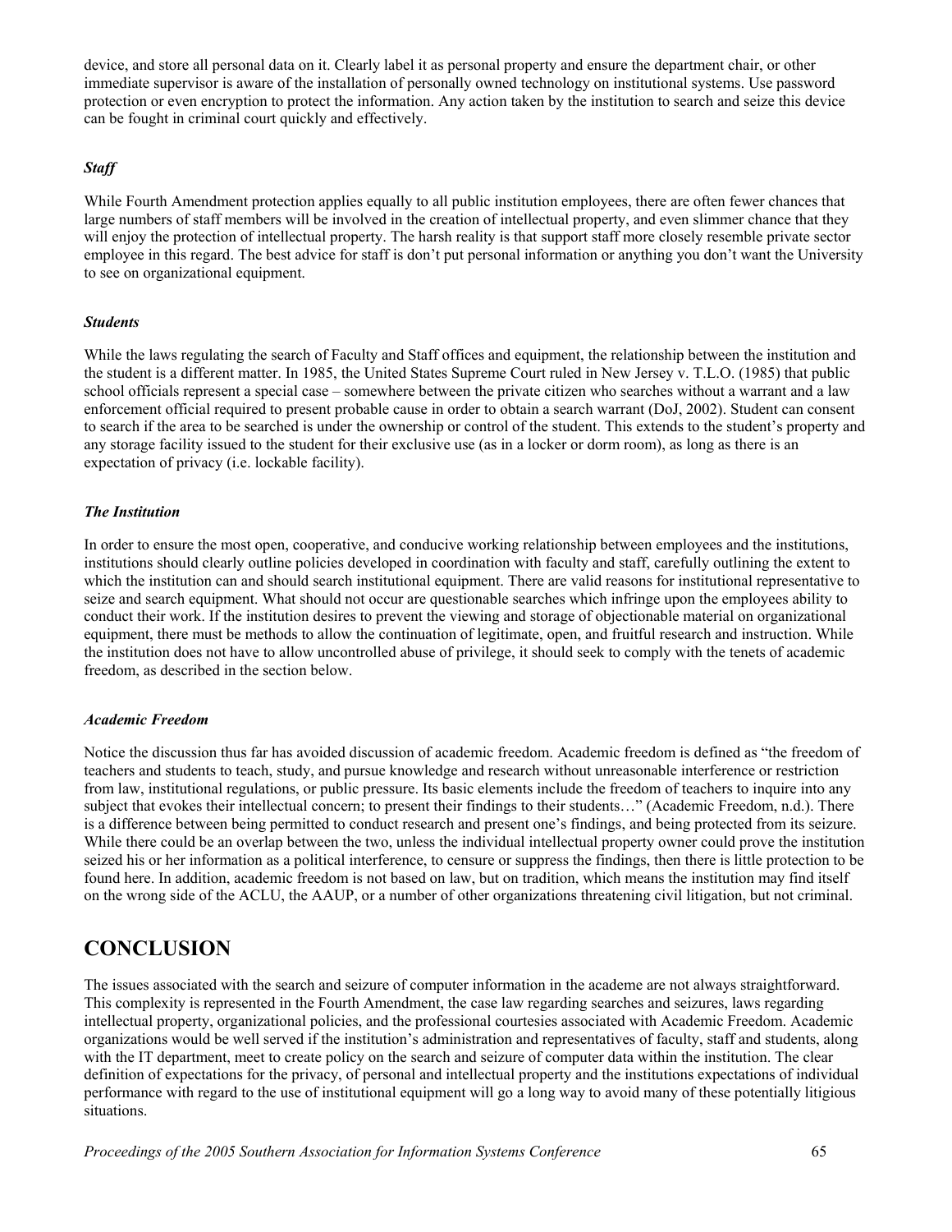device, and store all personal data on it. Clearly label it as personal property and ensure the department chair, or other immediate supervisor is aware of the installation of personally owned technology on institutional systems. Use password protection or even encryption to protect the information. Any action taken by the institution to search and seize this device can be fought in criminal court quickly and effectively.

### *Staff*

While Fourth Amendment protection applies equally to all public institution employees, there are often fewer chances that large numbers of staff members will be involved in the creation of intellectual property, and even slimmer chance that they will enjoy the protection of intellectual property. The harsh reality is that support staff more closely resemble private sector employee in this regard. The best advice for staff is don't put personal information or anything you don't want the University to see on organizational equipment.

### *Students*

While the laws regulating the search of Faculty and Staff offices and equipment, the relationship between the institution and the student is a different matter. In 1985, the United States Supreme Court ruled in New Jersey v. T.L.O. (1985) that public school officials represent a special case – somewhere between the private citizen who searches without a warrant and a law enforcement official required to present probable cause in order to obtain a search warrant (DoJ, 2002). Student can consent to search if the area to be searched is under the ownership or control of the student. This extends to the student's property and any storage facility issued to the student for their exclusive use (as in a locker or dorm room), as long as there is an expectation of privacy (i.e. lockable facility).

### *The Institution*

In order to ensure the most open, cooperative, and conducive working relationship between employees and the institutions, institutions should clearly outline policies developed in coordination with faculty and staff, carefully outlining the extent to which the institution can and should search institutional equipment. There are valid reasons for institutional representative to seize and search equipment. What should not occur are questionable searches which infringe upon the employees ability to conduct their work. If the institution desires to prevent the viewing and storage of objectionable material on organizational equipment, there must be methods to allow the continuation of legitimate, open, and fruitful research and instruction. While the institution does not have to allow uncontrolled abuse of privilege, it should seek to comply with the tenets of academic freedom, as described in the section below.

### *Academic Freedom*

Notice the discussion thus far has avoided discussion of academic freedom. Academic freedom is defined as "the freedom of teachers and students to teach, study, and pursue knowledge and research without unreasonable interference or restriction from law, institutional regulations, or public pressure. Its basic elements include the freedom of teachers to inquire into any subject that evokes their intellectual concern; to present their findings to their students…" (Academic Freedom, n.d.). There is a difference between being permitted to conduct research and present one's findings, and being protected from its seizure. While there could be an overlap between the two, unless the individual intellectual property owner could prove the institution seized his or her information as a political interference, to censure or suppress the findings, then there is little protection to be found here. In addition, academic freedom is not based on law, but on tradition, which means the institution may find itself on the wrong side of the ACLU, the AAUP, or a number of other organizations threatening civil litigation, but not criminal.

## CONCLUSION

The issues associated with the search and seizure of computer information in the academe are not always straightforward. This complexity is represented in the Fourth Amendment, the case law regarding searches and seizures, laws regarding intellectual property, organizational policies, and the professional courtesies associated with Academic Freedom. Academic organizations would be well served if the institution's administration and representatives of faculty, staff and students, along with the IT department, meet to create policy on the search and seizure of computer data within the institution. The clear definition of expectations for the privacy, of personal and intellectual property and the institutions expectations of individual performance with regard to the use of institutional equipment will go a long way to avoid many of these potentially litigious situations.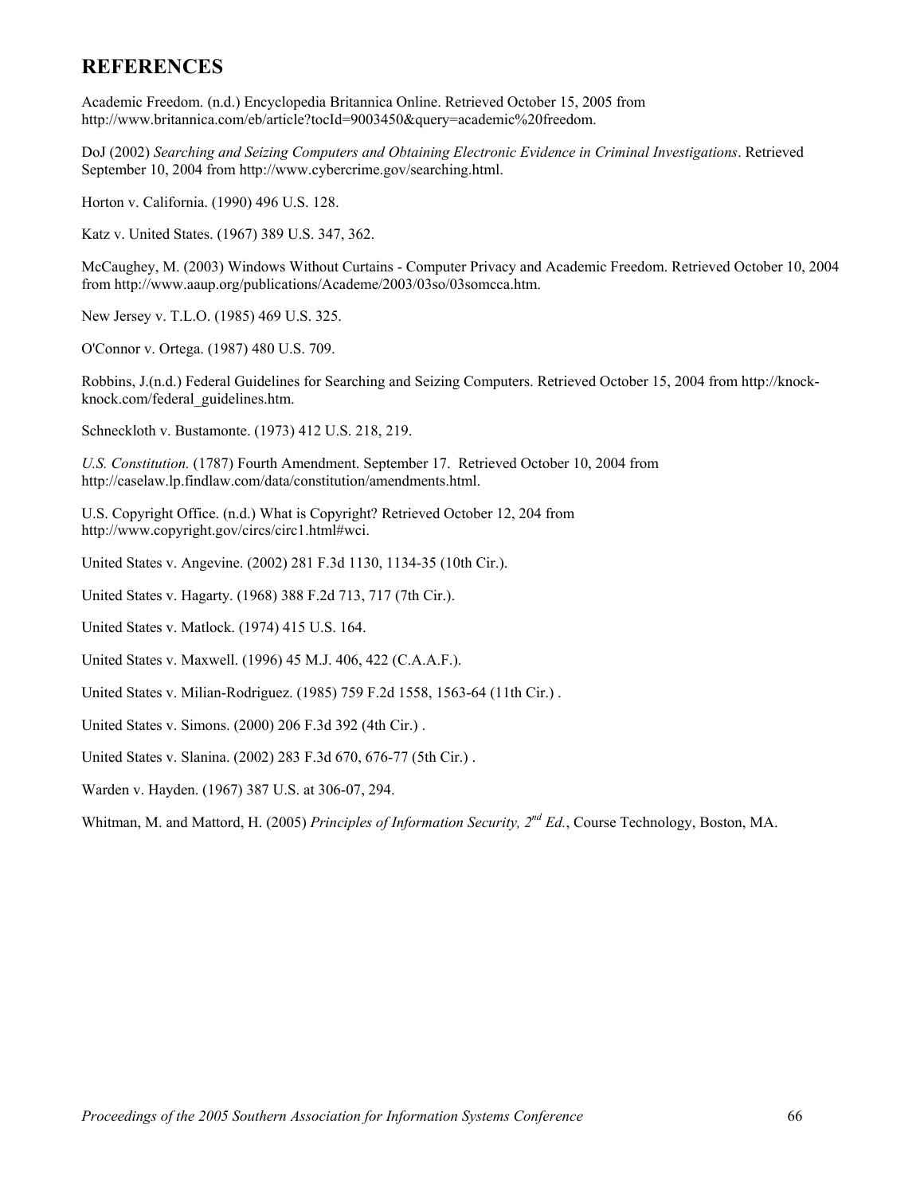## REFERENCES

Academic Freedom. (n.d.) Encyclopedia Britannica Online. Retrieved October 15, 2005 from http://www.britannica.com/eb/article?tocId=9003450&query=academic%20freedom.

DoJ (2002) *Searching and Seizing Computers and Obtaining Electronic Evidence in Criminal Investigations*. Retrieved September 10, 2004 from http://www.cybercrime.gov/searching.html.

Horton v. California. (1990) 496 U.S. 128.

Katz v. United States. (1967) 389 U.S. 347, 362.

McCaughey, M. (2003) Windows Without Curtains - Computer Privacy and Academic Freedom. Retrieved October 10, 2004 from http://www.aaup.org/publications/Academe/2003/03so/03somcca.htm.

New Jersey v. T.L.O. (1985) 469 U.S. 325.

O'Connor v. Ortega. (1987) 480 U.S. 709.

Robbins, J.(n.d.) Federal Guidelines for Searching and Seizing Computers. Retrieved October 15, 2004 from http://knock-knock.com/federal_guidelines.htm.

Schneckloth v. Bustamonte. (1973) 412 U.S. 218, 219.

*U.S. Constitution.* (1787) Fourth Amendment. September 17. Retrieved October 10, 2004 from http://caselaw.lp.findlaw.com/data/constitution/amendments.html.

U.S. Copyright Office. (n.d.) What is Copyright? Retrieved October 12, 204 from http://www.copyright.gov/circs/circ1.html#wci.

United States v. Angevine. (2002) 281 F.3d 1130, 1134-35 (10th Cir.).

United States v. Hagarty. (1968) 388 F.2d 713, 717 (7th Cir.).

United States v. Matlock. (1974) 415 U.S. 164.

United States v. Maxwell. (1996) 45 M.J. 406, 422 (C.A.A.F.).

United States v. Milian-Rodriguez. (1985) 759 F.2d 1558, 1563-64 (11th Cir.) .

United States v. Simons. (2000) 206 F.3d 392 (4th Cir.) .

United States v. Slanina. (2002) 283 F.3d 670, 676-77 (5th Cir.) .

Warden v. Hayden. (1967) 387 U.S. at 306-07, 294.

Whitman, M. and Mattord, H. (2005) *Principles of Information Security, 2nd Ed.*, Course Technology, Boston, MA.